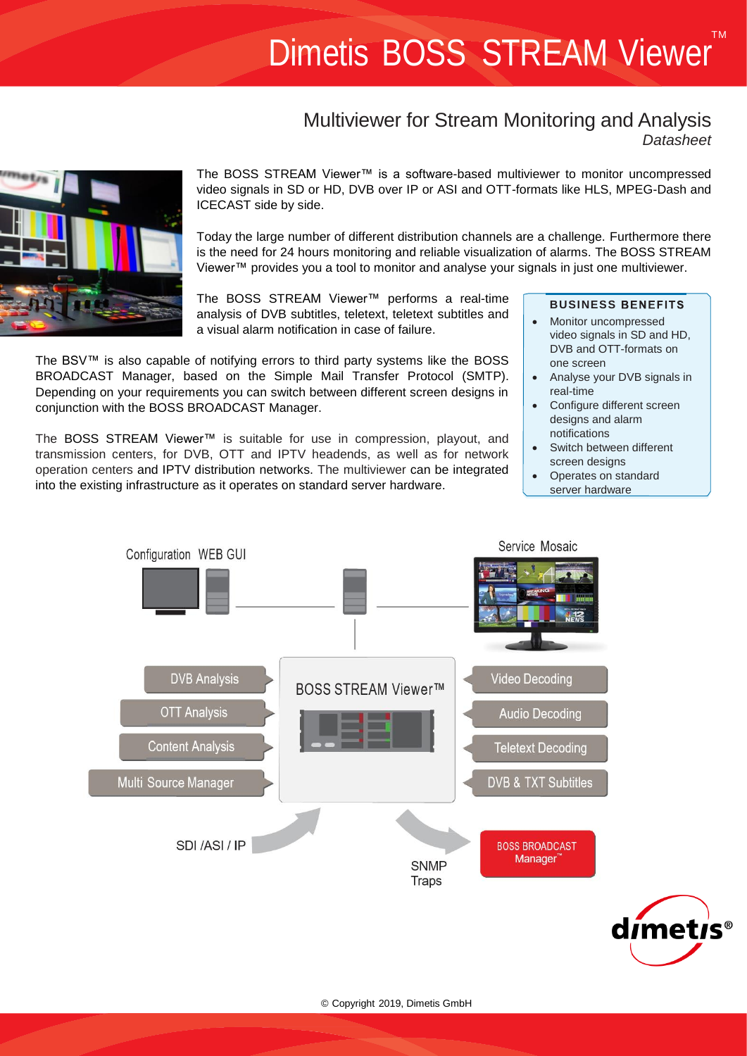# Dimetis BOSS STREAM Viewer™

## Multiviewer for Stream Monitoring and Analysis

*Datasheet*

The BOSS STREAM Viewer™ is a software-based multiviewer to monitor uncompressed video signals in SD or HD, DVB over IP or ASI and OTT-formats like HLS, MPEG-Dash and ICECAST side by side.

Today the large number of different distribution channels are a challenge. Furthermore there is the need for 24 hours monitoring and reliable visualization of alarms. The BOSS STREAM Viewer™ provides you a tool to monitor and analyse your signals in just one multiviewer.

The BOSS STREAM Viewer™ performs a real-time analysis of DVB subtitles, teletext, teletext subtitles and a visual alarm notification in case of failure.

The BSV™ is also capable of notifying errors to third party systems like the BOSS BROADCAST Manager, based on the Simple Mail Transfer Protocol (SMTP). Depending on your requirements you can switch between different screen designs in conjunction with the BOSS BROADCAST Manager.

The BOSS STREAM Viewer™ is suitable for use in compression, playout, and transmission centers, for DVB, OTT and IPTV headends, as well as for network operation centers and IPTV distribution networks. The multiviewer can be integrated into the existing infrastructure as it operates on standard server hardware.

### BUSINESS BENEFITS

- Monitor uncompressed video signals in SD and HD, DVB and OTT-formats on one screen
- Analyse your DVB signals in real-time
- Configure different screen designs and alarm notifications
- Switch between different screen designs
- Operates on standard server hardware

Configuration WEB GUI

Service Mosaic

DVB Analysis

OTT Analysis

Content Analysis

Multi Source Manager

BOSS STREAM Viewer™

Video Decoding

Audio Decoding

Teletext Decoding

DVB & TXT Subtitles

SDI /ASI / IP

SNMP Traps

BOSS BROADCAST Manager™

© Copyright 2019, Dimetis GmbH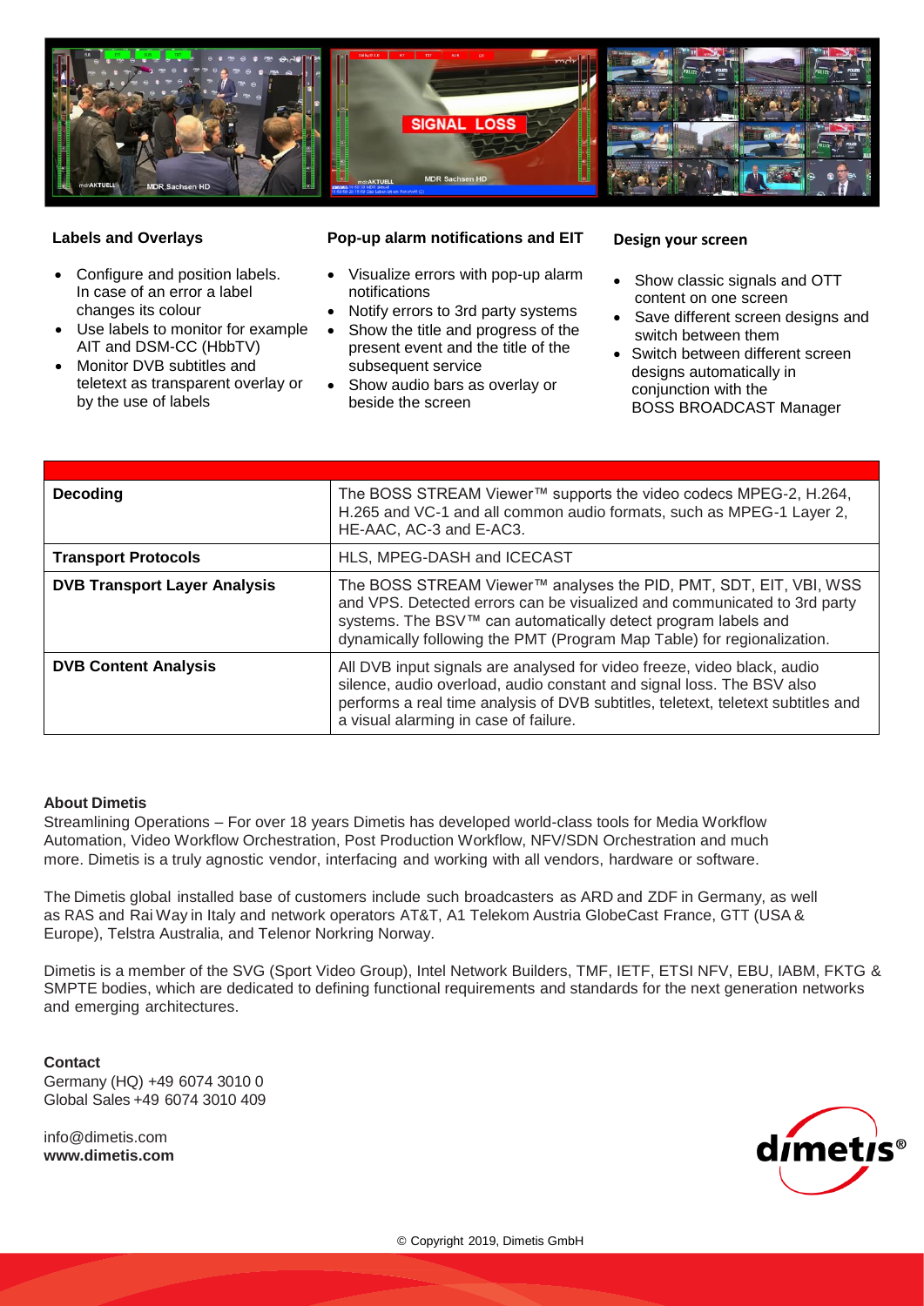### Labels and Overlays

- Configure and position labels. In case of an error a label changes its colour
- Use labels to monitor for example AIT and DSM-CC (HbbTV)
- Monitor DVB subtitles and teletext as transparent overlay or by the use of labels

### Pop-up alarm notifications and EIT

- Visualize errors with pop-up alarm notifications
- Notify errors to 3rd party systems
- Show the title and progress of the present event and the title of the subsequent service
- Show audio bars as overlay or beside the screen

### Design your screen

- Show classic signals and OTT content on one screen
- Save different screen designs and switch between them
- Switch between different screen designs automatically in conjunction with the BOSS BROADCAST Manager

| | |
|---|---|
| **Decoding** | The BOSS STREAM Viewer™ supports the video codecs MPEG-2, H.264, H.265 and VC-1 and all common audio formats, such as MPEG-1 Layer 2, HE-AAC, AC-3 and E-AC3. |
| **Transport Protocols** | HLS, MPEG-DASH and ICECAST |
| **DVB Transport Layer Analysis** | The BOSS STREAM Viewer™ analyses the PID, PMT, SDT, EIT, VBI, WSS and VPS. Detected errors can be visualized and communicated to 3rd party systems. The BSV™ can automatically detect program labels and dynamically following the PMT (Program Map Table) for regionalization. |
| **DVB Content Analysis** | All DVB input signals are analysed for video freeze, video black, audio silence, audio overload, audio constant and signal loss. The BSV also performs a real time analysis of DVB subtitles, teletext, teletext subtitles and a visual alarming in case of failure. |

**About Dimetis**

Streamlining Operations – For over 18 years Dimetis has developed world-class tools for Media Workflow Automation, Video Workflow Orchestration, Post Production Workflow, NFV/SDN Orchestration and much more. Dimetis is a truly agnostic vendor, interfacing and working with all vendors, hardware or software.

The Dimetis global installed base of customers include such broadcasters as ARD and ZDF in Germany, as well as RAS and Rai Way in Italy and network operators AT&T, A1 Telekom Austria GlobeCast France, GTT (USA & Europe), Telstra Australia, and Telenor Norkring Norway.

Dimetis is a member of the SVG (Sport Video Group), Intel Network Builders, TMF, IETF, ETSI NFV, EBU, IABM, FKTG & SMPTE bodies, which are dedicated to defining functional requirements and standards for the next generation networks and emerging architectures.

**Contact**
Germany (HQ) +49 6074 3010 0
Global Sales +49 6074 3010 409

info@dimetis.com
**www.dimetis.com**

© Copyright 2019, Dimetis GmbH